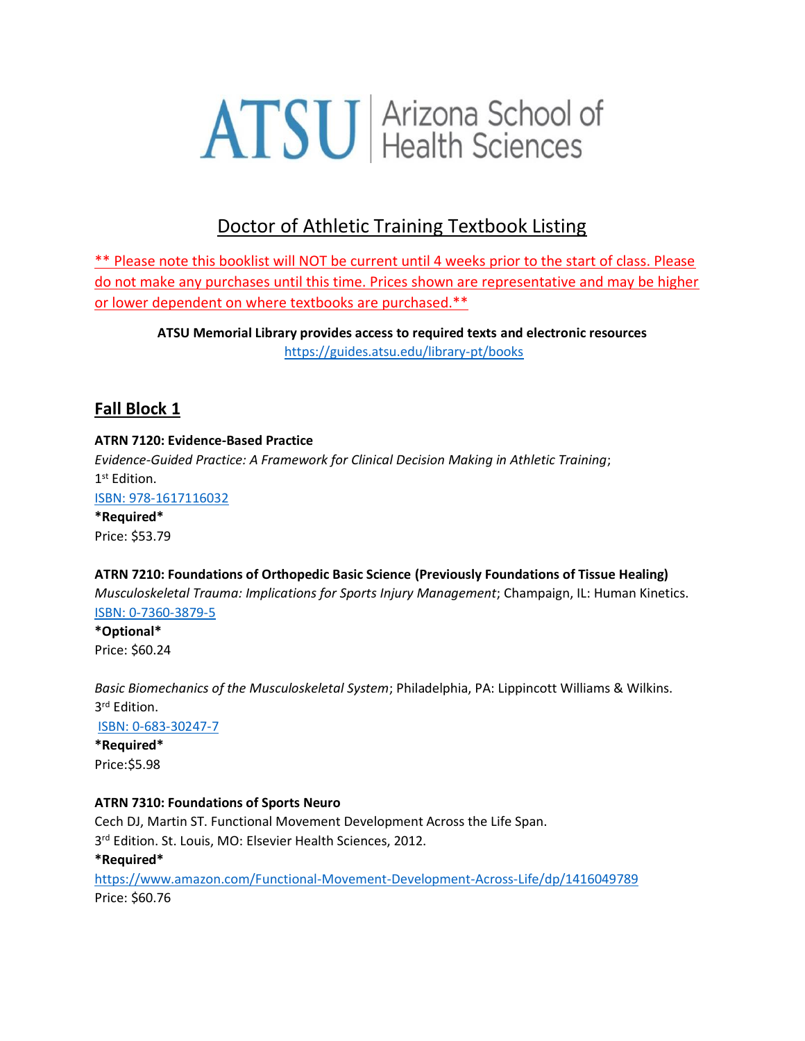ATSU | Arizona School of Health Sciences

# Doctor of Athletic Training Textbook Listing

** Please note this booklist will NOT be current until 4 weeks prior to the start of class. Please do not make any purchases until this time. Prices shown are representative and may be higher or lower dependent on where textbooks are purchased.**

**ATSU Memorial Library provides access to required texts and electronic resources**
https://guides.atsu.edu/library-pt/books

## Fall Block 1

**ATRN 7120: Evidence-Based Practice**
*Evidence-Guided Practice: A Framework for Clinical Decision Making in Athletic Training*; 1st Edition.
ISBN: 978-1617116032
***Required***
Price: $53.79

**ATRN 7210: Foundations of Orthopedic Basic Science (Previously Foundations of Tissue Healing)**
*Musculoskeletal Trauma: Implications for Sports Injury Management*; Champaign, IL: Human Kinetics.
ISBN: 0-7360-3879-5
***Optional***
Price: $60.24

*Basic Biomechanics of the Musculoskeletal System*; Philadelphia, PA: Lippincott Williams & Wilkins. 3rd Edition.
ISBN: 0-683-30247-7
***Required***
Price:$5.98

**ATRN 7310: Foundations of Sports Neuro**
Cech DJ, Martin ST. Functional Movement Development Across the Life Span.
3rd Edition. St. Louis, MO: Elsevier Health Sciences, 2012.
***Required***
https://www.amazon.com/Functional-Movement-Development-Across-Life/dp/1416049789
Price: $60.76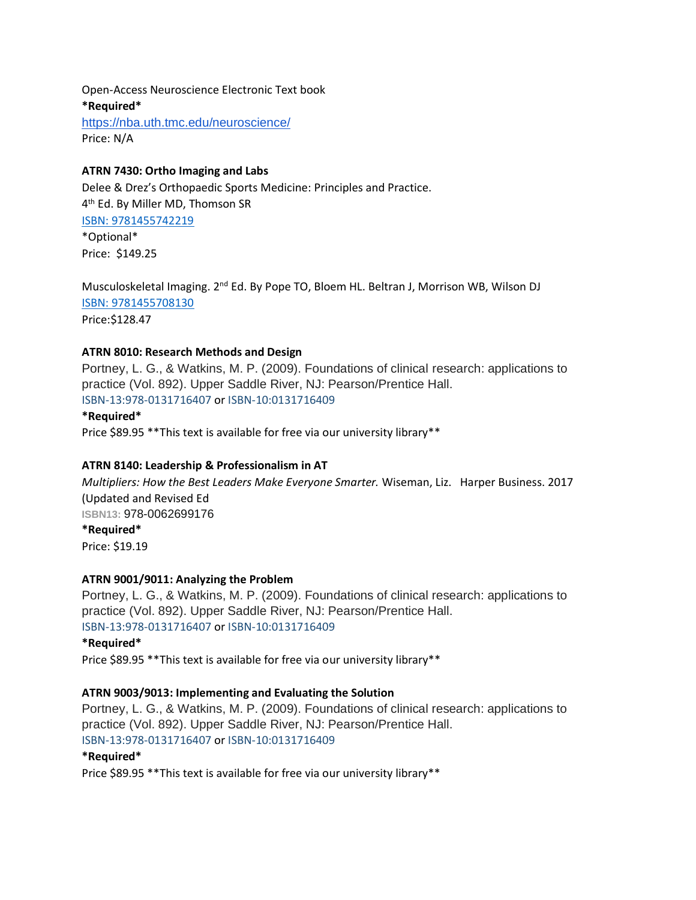Open-Access Neuroscience Electronic Text book
**\*Required\***
https://nba.uth.tmc.edu/neuroscience/
Price: N/A

**ATRN 7430: Ortho Imaging and Labs**
Delee & Drez's Orthopaedic Sports Medicine: Principles and Practice.
4th Ed. By Miller MD, Thomson SR
ISBN: 9781455742219
\*Optional\*
Price: $149.25

Musculoskeletal Imaging. 2nd Ed. By Pope TO, Bloem HL. Beltran J, Morrison WB, Wilson DJ
ISBN: 9781455708130
Price:$128.47

**ATRN 8010: Research Methods and Design**
Portney, L. G., & Watkins, M. P. (2009). Foundations of clinical research: applications to practice (Vol. 892). Upper Saddle River, NJ: Pearson/Prentice Hall.
ISBN-13:978-0131716407 or ISBN-10:0131716409
**\*Required\***
Price $89.95 \*\*This text is available for free via our university library\*\*

**ATRN 8140: Leadership & Professionalism in AT**
*Multipliers: How the Best Leaders Make Everyone Smarter.* Wiseman, Liz. Harper Business. 2017 (Updated and Revised Ed
ISBN13: 978-0062699176
**\*Required\***
Price: $19.19

**ATRN 9001/9011: Analyzing the Problem**
Portney, L. G., & Watkins, M. P. (2009). Foundations of clinical research: applications to practice (Vol. 892). Upper Saddle River, NJ: Pearson/Prentice Hall.
ISBN-13:978-0131716407 or ISBN-10:0131716409
**\*Required\***
Price $89.95 \*\*This text is available for free via our university library\*\*

**ATRN 9003/9013: Implementing and Evaluating the Solution**
Portney, L. G., & Watkins, M. P. (2009). Foundations of clinical research: applications to practice (Vol. 892). Upper Saddle River, NJ: Pearson/Prentice Hall.
ISBN-13:978-0131716407 or ISBN-10:0131716409
**\*Required\***
Price $89.95 \*\*This text is available for free via our university library\*\*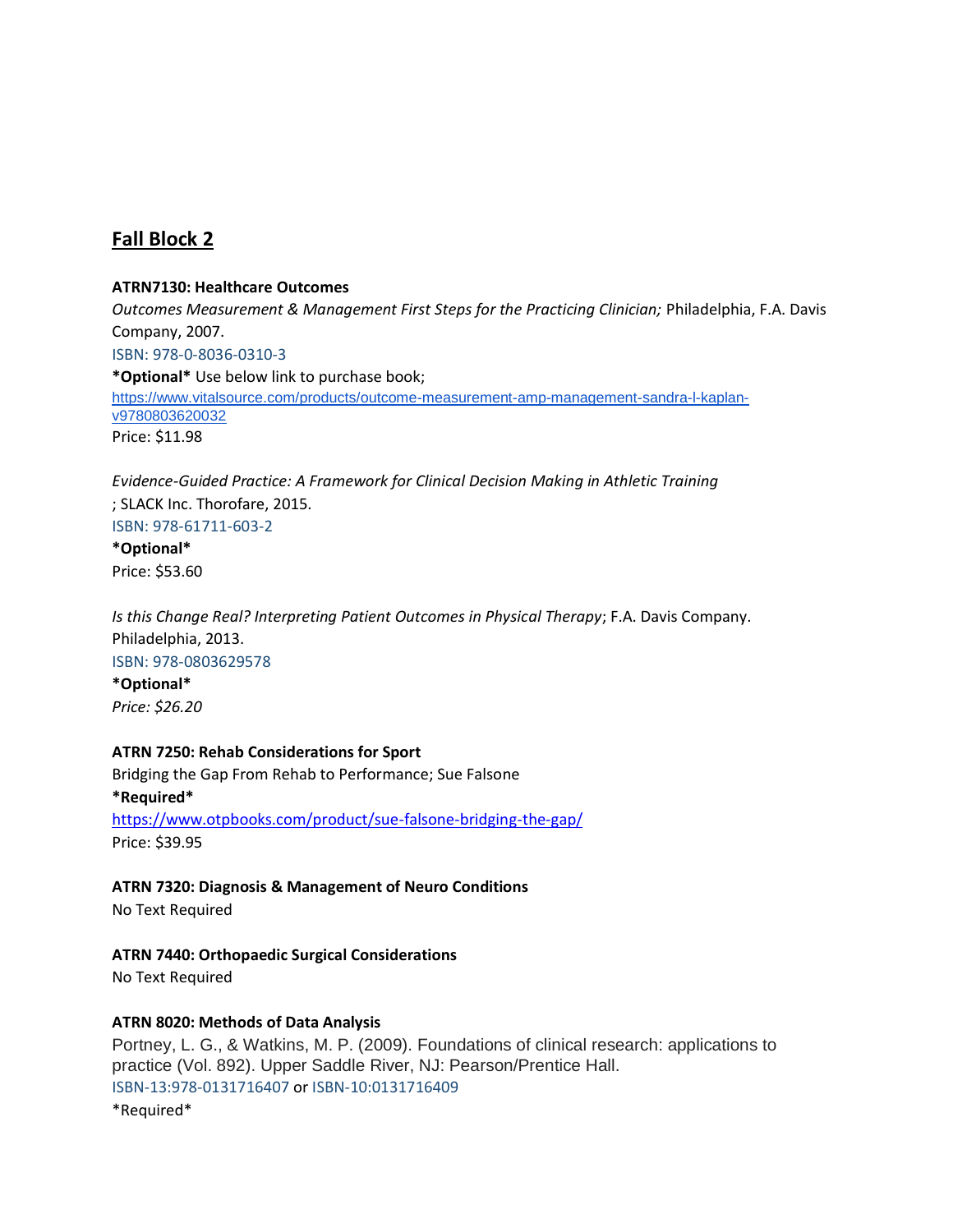## Fall Block 2

**ATRN7130: Healthcare Outcomes**

*Outcomes Measurement & Management First Steps for the Practicing Clinician;* Philadelphia, F.A. Davis Company, 2007.

ISBN: 978-0-8036-0310-3

***Optional*** Use below link to purchase book;

https://www.vitalsource.com/products/outcome-measurement-amp-management-sandra-l-kaplan-v9780803620032

Price: $11.98

*Evidence-Guided Practice: A Framework for Clinical Decision Making in Athletic Training*; SLACK Inc. Thorofare, 2015.

ISBN: 978-61711-603-2

***Optional***

Price: $53.60

*Is this Change Real? Interpreting Patient Outcomes in Physical Therapy*; F.A. Davis Company. Philadelphia, 2013.

ISBN: 978-0803629578

***Optional***

*Price: $26.20*

**ATRN 7250: Rehab Considerations for Sport**

Bridging the Gap From Rehab to Performance; Sue Falsone

***Required***

https://www.otpbooks.com/product/sue-falsone-bridging-the-gap/

Price: $39.95

**ATRN 7320: Diagnosis & Management of Neuro Conditions**

No Text Required

**ATRN 7440: Orthopaedic Surgical Considerations**

No Text Required

**ATRN 8020: Methods of Data Analysis**

Portney, L. G., & Watkins, M. P. (2009). Foundations of clinical research: applications to practice (Vol. 892). Upper Saddle River, NJ: Pearson/Prentice Hall.

ISBN-13:978-0131716407 or ISBN-10:0131716409

*Required*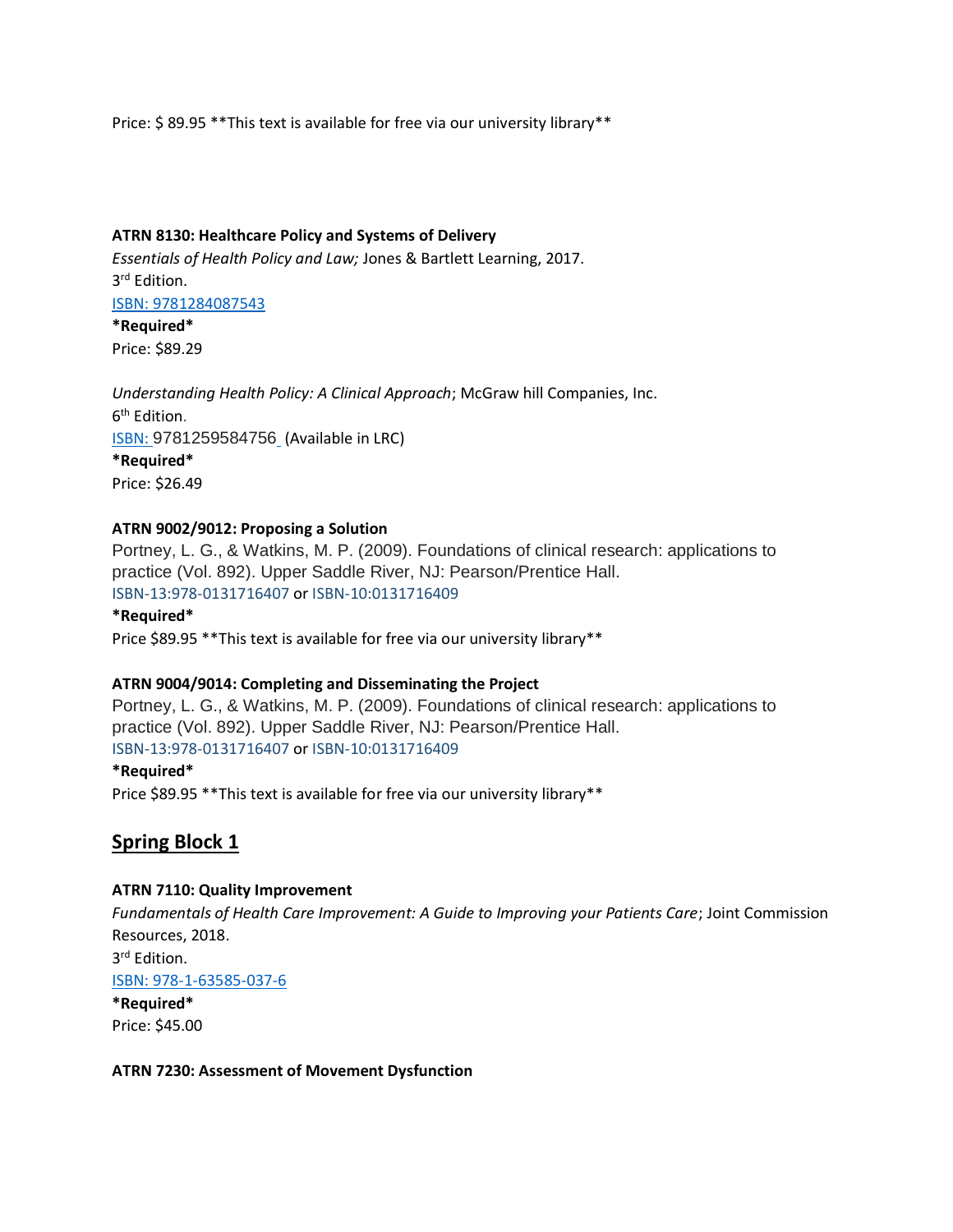Price: $ 89.95 **This text is available for free via our university library**

**ATRN 8130: Healthcare Policy and Systems of Delivery**

*Essentials of Health Policy and Law;* Jones & Bartlett Learning, 2017.
3rd Edition.
ISBN: 9781284087543
***Required***
Price: $89.29

*Understanding Health Policy: A Clinical Approach*; McGraw hill Companies, Inc.
6th Edition.
ISBN: 9781259584756 (Available in LRC)
***Required***
Price: $26.49

**ATRN 9002/9012: Proposing a Solution**

Portney, L. G., & Watkins, M. P. (2009). Foundations of clinical research: applications to practice (Vol. 892). Upper Saddle River, NJ: Pearson/Prentice Hall.
ISBN-13:978-0131716407 or ISBN-10:0131716409
***Required***
Price $89.95 **This text is available for free via our university library**

**ATRN 9004/9014: Completing and Disseminating the Project**

Portney, L. G., & Watkins, M. P. (2009). Foundations of clinical research: applications to practice (Vol. 892). Upper Saddle River, NJ: Pearson/Prentice Hall.
ISBN-13:978-0131716407 or ISBN-10:0131716409
***Required***
Price $89.95 **This text is available for free via our university library**

## Spring Block 1

**ATRN 7110: Quality Improvement**

*Fundamentals of Health Care Improvement: A Guide to Improving your Patients Care*; Joint Commission Resources, 2018.
3rd Edition.
ISBN: 978-1-63585-037-6
***Required***
Price: $45.00

**ATRN 7230: Assessment of Movement Dysfunction**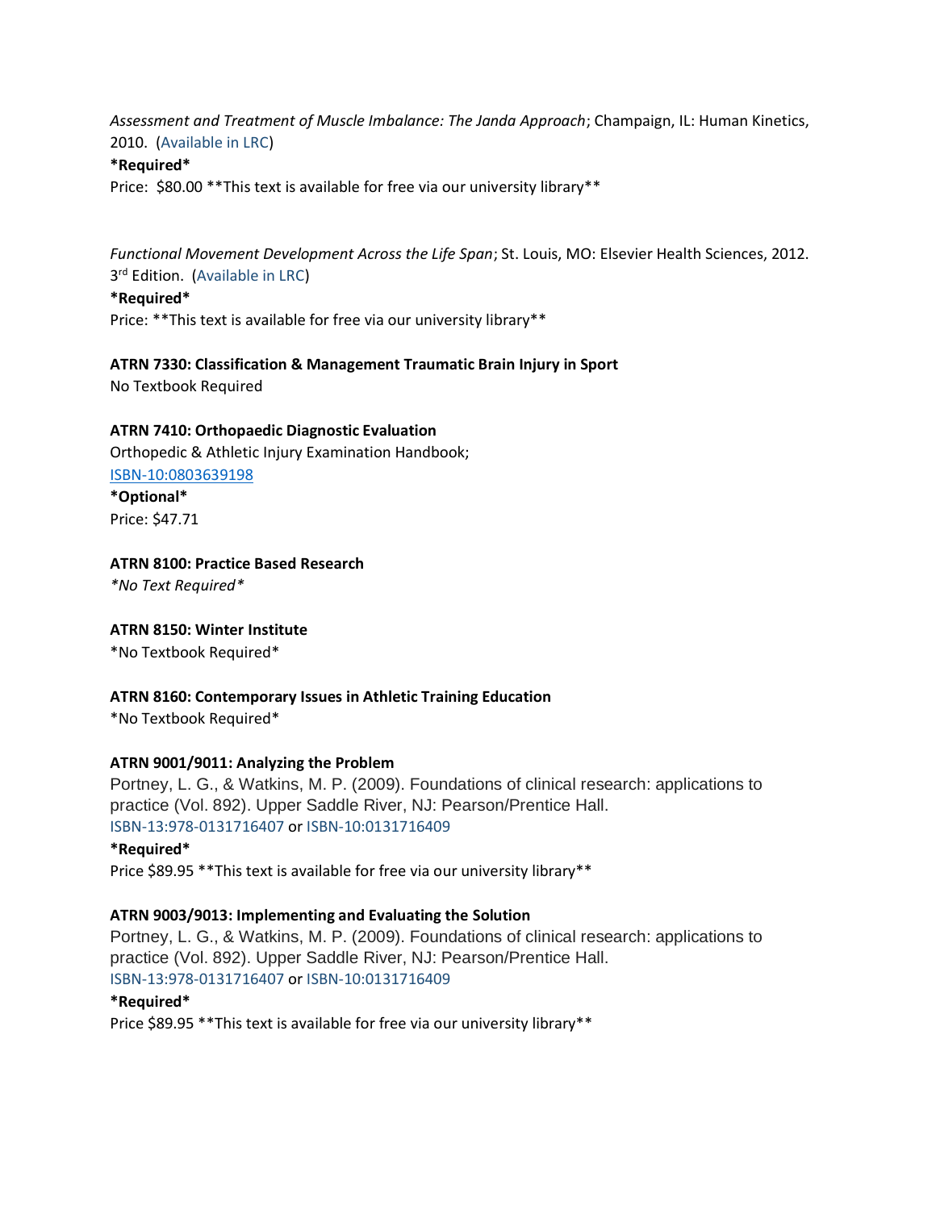*Assessment and Treatment of Muscle Imbalance: The Janda Approach*; Champaign, IL: Human Kinetics, 2010. (Available in LRC)

**\*Required\***

Price: $80.00 \*\*This text is available for free via our university library\*\*

*Functional Movement Development Across the Life Span*; St. Louis, MO: Elsevier Health Sciences, 2012. 3rd Edition. (Available in LRC)

**\*Required\***

Price: \*\*This text is available for free via our university library\*\*

**ATRN 7330: Classification & Management Traumatic Brain Injury in Sport**

No Textbook Required

**ATRN 7410: Orthopaedic Diagnostic Evaluation**

Orthopedic & Athletic Injury Examination Handbook;
ISBN-10:0803639198

**\*Optional\***

Price: $47.71

**ATRN 8100: Practice Based Research**

*\*No Text Required\**

**ATRN 8150: Winter Institute**

\*No Textbook Required\*

**ATRN 8160: Contemporary Issues in Athletic Training Education**

\*No Textbook Required\*

**ATRN 9001/9011: Analyzing the Problem**

Portney, L. G., & Watkins, M. P. (2009). Foundations of clinical research: applications to practice (Vol. 892). Upper Saddle River, NJ: Pearson/Prentice Hall.
ISBN-13:978-0131716407 or ISBN-10:0131716409

**\*Required\***

Price $89.95 \*\*This text is available for free via our university library\*\*

**ATRN 9003/9013: Implementing and Evaluating the Solution**

Portney, L. G., & Watkins, M. P. (2009). Foundations of clinical research: applications to practice (Vol. 892). Upper Saddle River, NJ: Pearson/Prentice Hall.
ISBN-13:978-0131716407 or ISBN-10:0131716409

**\*Required\***

Price $89.95 \*\*This text is available for free via our university library\*\*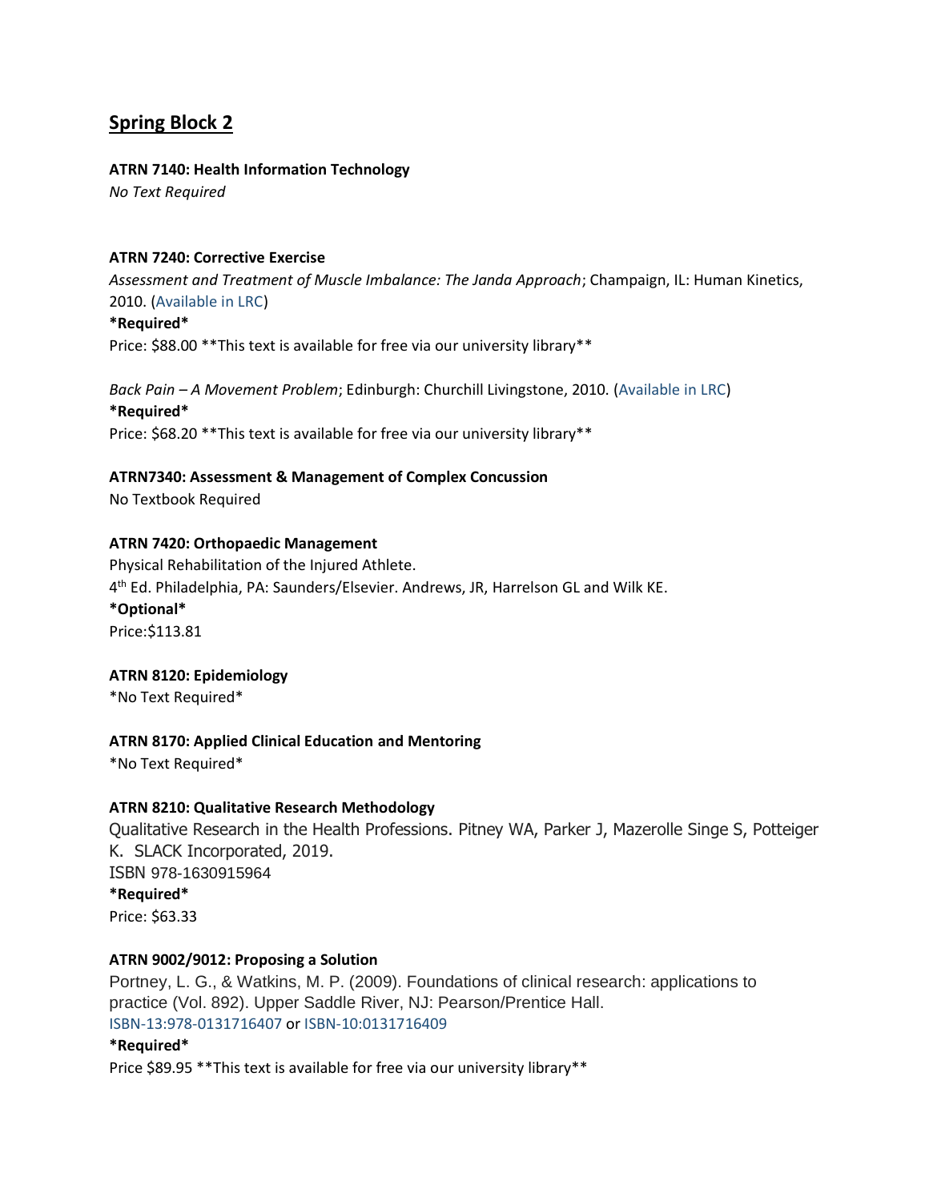## Spring Block 2

**ATRN 7140: Health Information Technology**
*No Text Required*

**ATRN 7240: Corrective Exercise**
*Assessment and Treatment of Muscle Imbalance: The Janda Approach*; Champaign, IL: Human Kinetics, 2010. (Available in LRC)
***Required***
Price: $88.00 **This text is available for free via our university library**

*Back Pain – A Movement Problem*; Edinburgh: Churchill Livingstone, 2010. (Available in LRC)
***Required***
Price: $68.20 **This text is available for free via our university library**

**ATRN7340: Assessment & Management of Complex Concussion**
No Textbook Required

**ATRN 7420: Orthopaedic Management**
Physical Rehabilitation of the Injured Athlete.
4th Ed. Philadelphia, PA: Saunders/Elsevier. Andrews, JR, Harrelson GL and Wilk KE.
***Optional***
Price:$113.81

**ATRN 8120: Epidemiology**
*No Text Required*

**ATRN 8170: Applied Clinical Education and Mentoring**
*No Text Required*

**ATRN 8210: Qualitative Research Methodology**
Qualitative Research in the Health Professions. Pitney WA, Parker J, Mazerolle Singe S, Potteiger K. SLACK Incorporated, 2019.
ISBN 978-1630915964
***Required***
Price: $63.33

**ATRN 9002/9012: Proposing a Solution**
Portney, L. G., & Watkins, M. P. (2009). Foundations of clinical research: applications to practice (Vol. 892). Upper Saddle River, NJ: Pearson/Prentice Hall.
ISBN-13:978-0131716407 or ISBN-10:0131716409
***Required***
Price $89.95 **This text is available for free via our university library**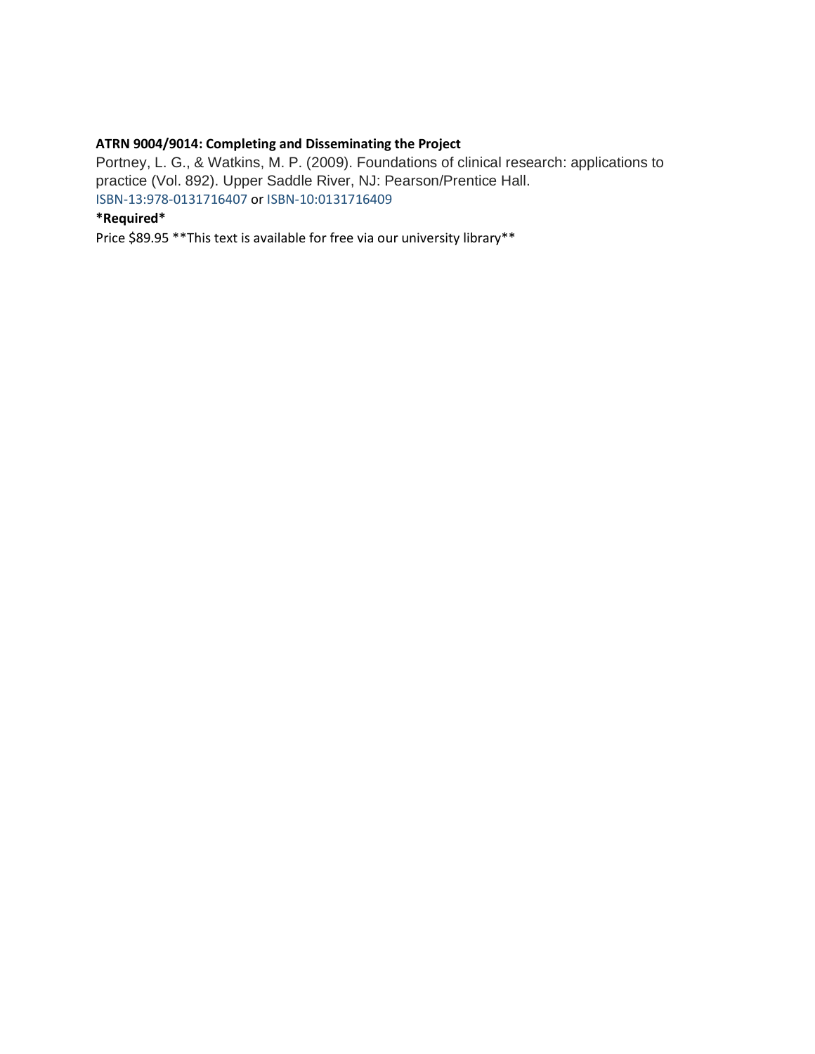**ATRN 9004/9014: Completing and Disseminating the Project**

Portney, L. G., & Watkins, M. P. (2009). Foundations of clinical research: applications to practice (Vol. 892). Upper Saddle River, NJ: Pearson/Prentice Hall.
ISBN-13:978-0131716407 or ISBN-10:0131716409

**\*Required\***

Price $89.95 \*\*This text is available for free via our university library\*\*